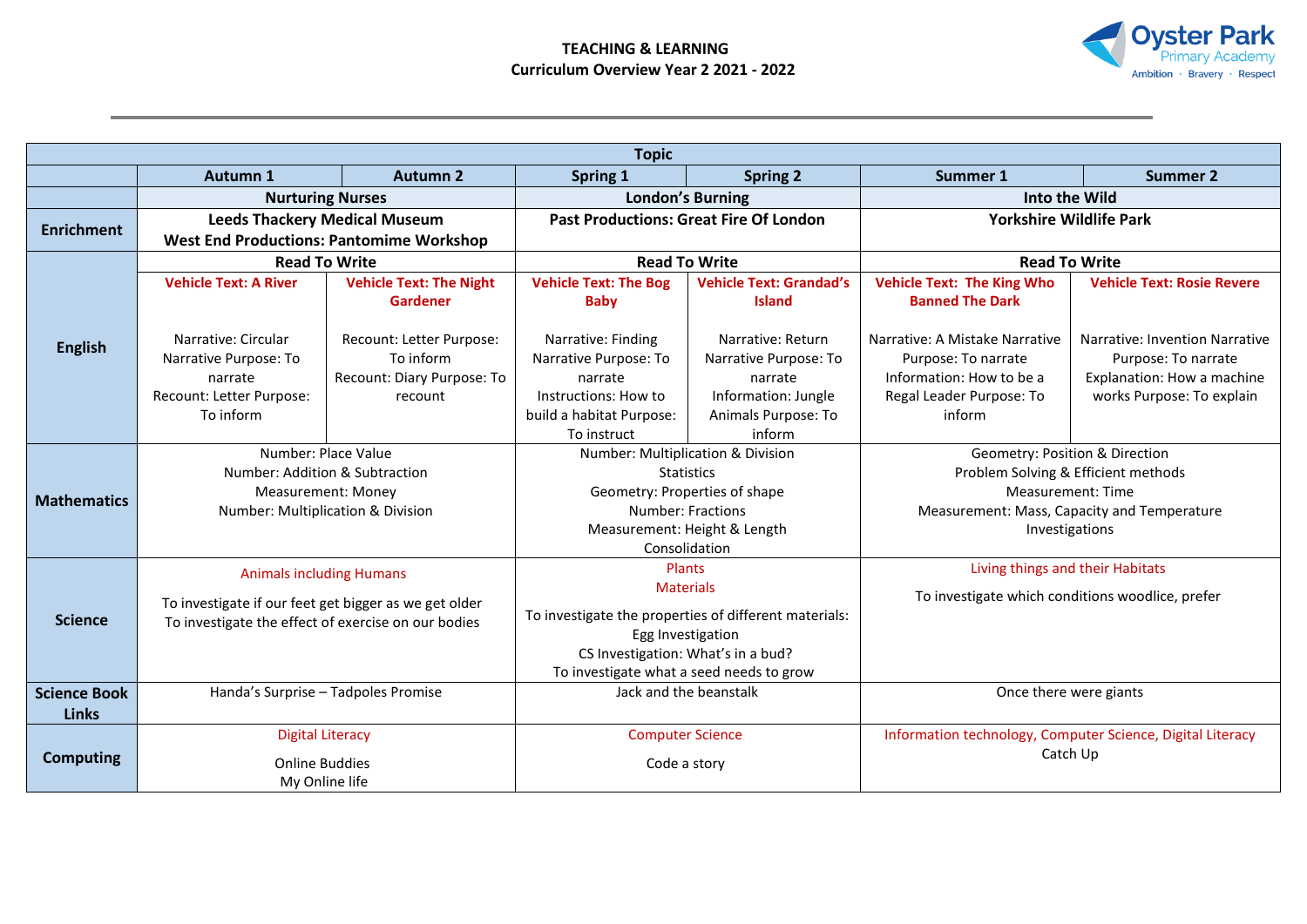# TEACHING & LEARNING
## Curriculum Overview Year 2 2021 - 2022

Oyster Park Primary Academy
Ambition · Bravery · Respect

| Topic | | | | | | |
|---|---|---|---|---|---|---|
| | **Autumn 1** | **Autumn 2** | **Spring 1** | **Spring 2** | **Summer 1** | **Summer 2** |
| | **Nurturing Nurses** | | **London's Burning** | | **Into the Wild** | |
| **Enrichment** | **Leeds Thackery Medical Museum**<br>**West End Productions: Pantomime Workshop** | | **Past Productions: Great Fire Of London** | | **Yorkshire Wildlife Park** | |
| **English** | **Read To Write** | | **Read To Write** | | **Read To Write** | |
| | **Vehicle Text: A River**<br><br>Narrative: Circular Narrative Purpose: To narrate<br>Recount: Letter Purpose: To inform | **Vehicle Text: The Night Gardener**<br><br>Recount: Letter Purpose: To inform<br>Recount: Diary Purpose: To recount | **Vehicle Text: The Bog Baby**<br><br>Narrative: Finding Narrative Purpose: To narrate<br>Instructions: How to build a habitat Purpose: To instruct | **Vehicle Text: Grandad's Island**<br><br>Narrative: Return Narrative Purpose: To narrate<br>Information: Jungle Animals Purpose: To inform | **Vehicle Text: The King Who Banned The Dark**<br><br>Narrative: A Mistake Narrative Purpose: To narrate<br>Information: How to be a Regal Leader Purpose: To inform | **Vehicle Text: Rosie Revere**<br><br>Narrative: Invention Narrative Purpose: To narrate<br>Explanation: How a machine works Purpose: To explain |
| **Mathematics** | Number: Place Value<br>Number: Addition & Subtraction<br>Measurement: Money<br>Number: Multiplication & Division | | Number: Multiplication & Division<br>Statistics<br>Geometry: Properties of shape<br>Number: Fractions<br>Measurement: Height & Length<br>Consolidation | | Geometry: Position & Direction<br>Problem Solving & Efficient methods<br>Measurement: Time<br>Measurement: Mass, Capacity and Temperature<br>Investigations | |
| **Science** | Animals including Humans<br><br>To investigate if our feet get bigger as we get older<br>To investigate the effect of exercise on our bodies | | Plants<br>Materials<br><br>To investigate the properties of different materials: Egg Investigation<br>CS Investigation: What's in a bud?<br>To investigate what a seed needs to grow | | Living things and their Habitats<br><br>To investigate which conditions woodlice, prefer | |
| **Science Book Links** | Handa's Surprise – Tadpoles Promise | | Jack and the beanstalk | | Once there were giants | |
| **Computing** | Digital Literacy<br><br>Online Buddies<br>My Online life | | Computer Science<br><br>Code a story | | Information technology, Computer Science, Digital Literacy<br>Catch Up | |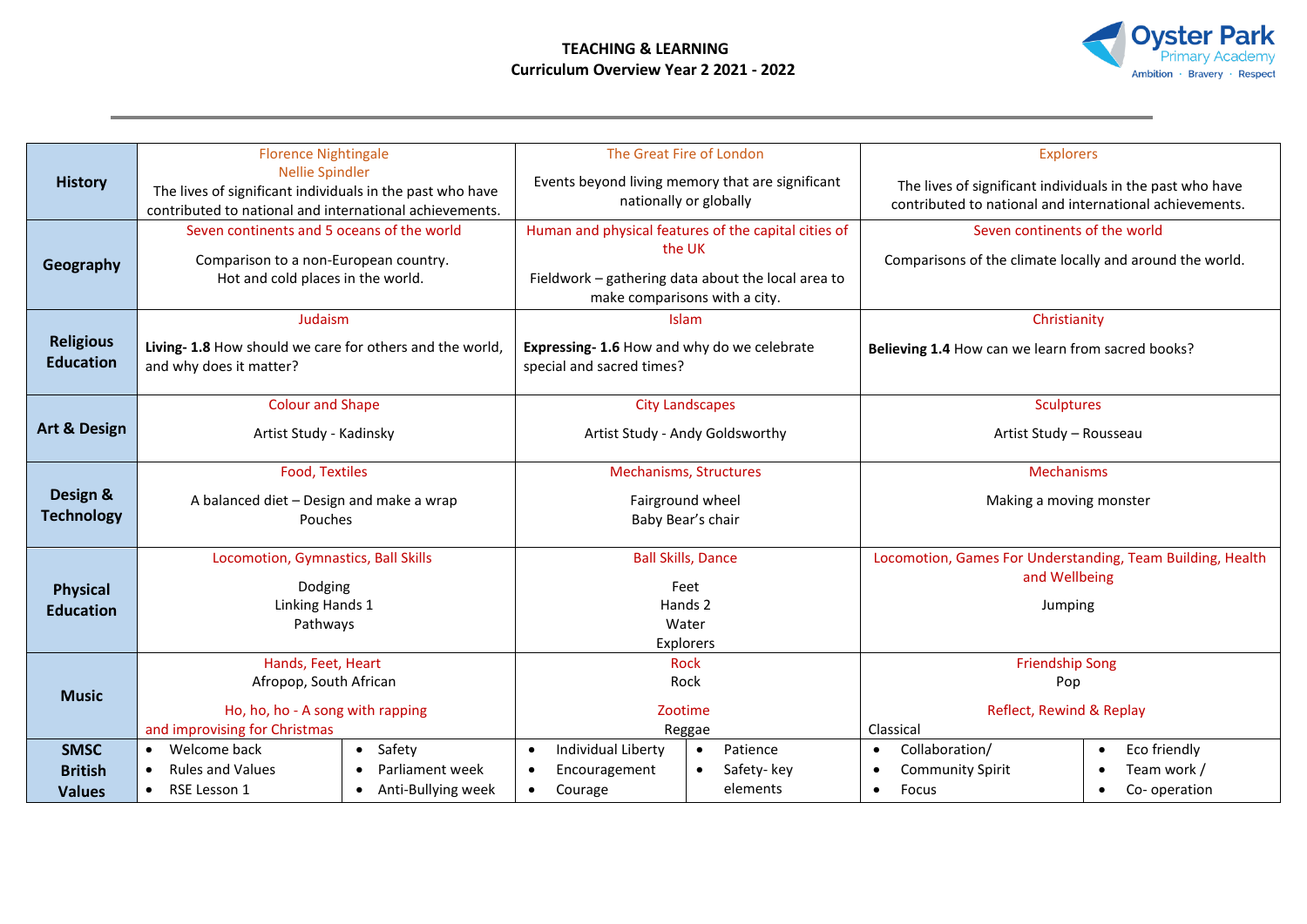**TEACHING & LEARNING**
**Curriculum Overview Year 2 2021 - 2022**

| | | | |
|---|---|---|---|
| **History** | Florence Nightingale<br>Nellie Spindler<br>The lives of significant individuals in the past who have contributed to national and international achievements. | The Great Fire of London<br>Events beyond living memory that are significant nationally or globally | Explorers<br>The lives of significant individuals in the past who have contributed to national and international achievements. |
| **Geography** | Seven continents and 5 oceans of the world<br>Comparison to a non-European country.<br>Hot and cold places in the world. | Human and physical features of the capital cities of the UK<br>Fieldwork – gathering data about the local area to make comparisons with a city. | Seven continents of the world<br>Comparisons of the climate locally and around the world. |
| **Religious Education** | Judaism<br>**Living- 1.8** How should we care for others and the world, and why does it matter? | Islam<br>**Expressing- 1.6** How and why do we celebrate special and sacred times? | Christianity<br>**Believing 1.4** How can we learn from sacred books? |
| **Art & Design** | Colour and Shape<br>Artist Study - Kadinsky | City Landscapes<br>Artist Study - Andy Goldsworthy | Sculptures<br>Artist Study – Rousseau |
| **Design & Technology** | Food, Textiles<br>A balanced diet – Design and make a wrap<br>Pouches | Mechanisms, Structures<br>Fairground wheel<br>Baby Bear's chair | Mechanisms<br>Making a moving monster |
| **Physical Education** | Locomotion, Gymnastics, Ball Skills<br>Dodging<br>Linking Hands 1<br>Pathways | Ball Skills, Dance<br>Feet<br>Hands 2<br>Water<br>Explorers | Locomotion, Games For Understanding, Team Building, Health and Wellbeing<br>Jumping |
| **Music** | Hands, Feet, Heart<br>Afropop, South African<br>Ho, ho, ho - A song with rapping and improvising for Christmas | Rock<br>Rock<br>Zootime<br>Reggae | Friendship Song<br>Pop<br>Reflect, Rewind & Replay<br>Classical |
| **SMSC British Values** | • Welcome back<br>• Rules and Values<br>• RSE Lesson 1<br>• Safety<br>• Parliament week<br>• Anti-Bullying week | • Individual Liberty<br>• Encouragement<br>• Courage<br>• Patience<br>• Safety- key elements | • Collaboration/ Community Spirit<br>• Focus<br>• Eco friendly<br>• Team work / Co- operation |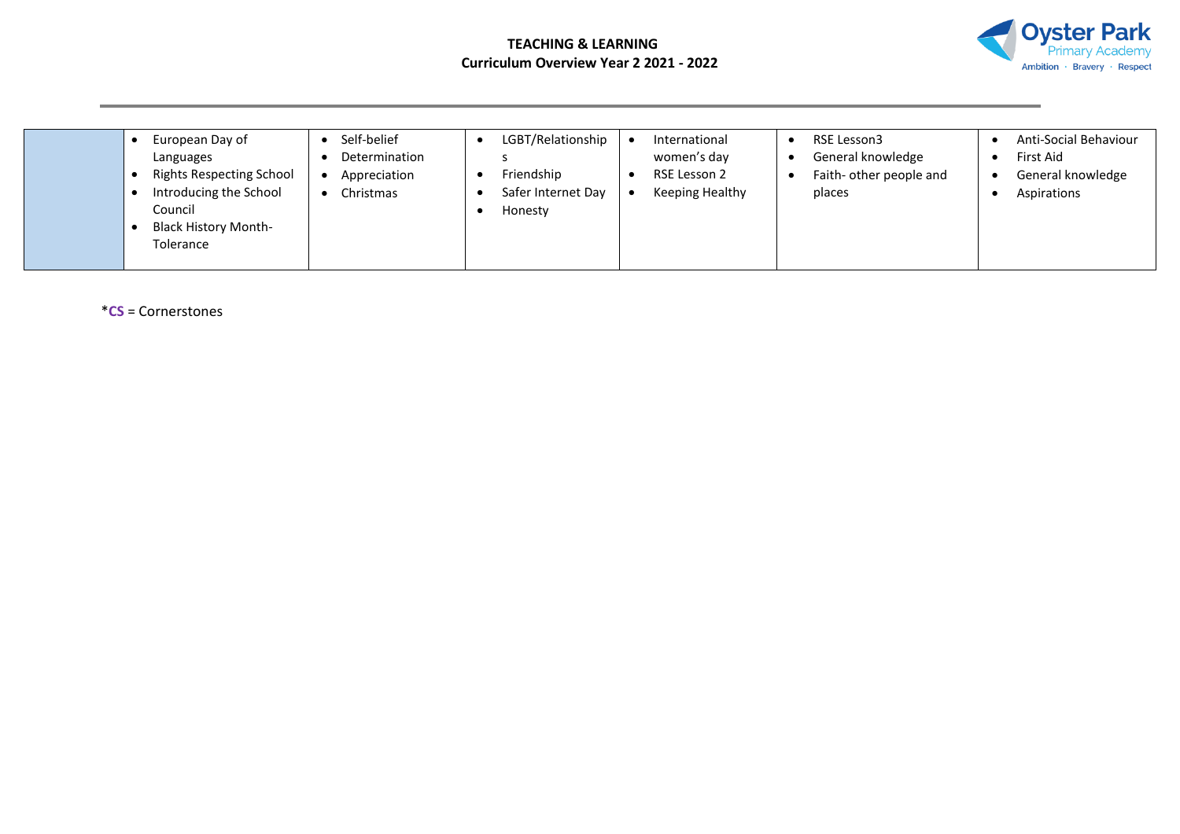**TEACHING & LEARNING**
**Curriculum Overview Year 2 2021 - 2022**

| | | | | | | |
|---|---|---|---|---|---|---|
| | • European Day of Languages<br>• Rights Respecting School<br>• Introducing the School Council<br>• Black History Month- Tolerance | • Self-belief<br>• Determination<br>• Appreciation<br>• Christmas | • LGBT/Relationships<br>• Friendship<br>• Safer Internet Day<br>• Honesty | • International women's day<br>• RSE Lesson 2<br>• Keeping Healthy | • RSE Lesson3<br>• General knowledge<br>• Faith- other people and places | • Anti-Social Behaviour<br>• First Aid<br>• General knowledge<br>• Aspirations |

*CS = Cornerstones